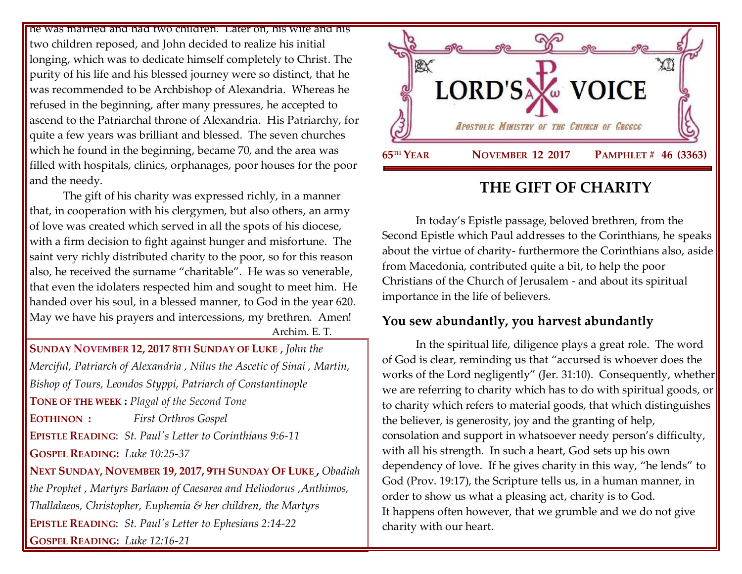he was married and had two children. Later on, his wife and his two children reposed, and John decided to realize his initial longing, which was to dedicate himself completely to Christ. The purity of his life and his blessed journey were so distinct, that he was recommended to be Archbishop of Alexandria. Whereas he refused in the beginning, after many pressures, he accepted to ascend to the Patriarchal throne of Alexandria. His Patriarchy, for quite a few years was brilliant and blessed. The seven churches which he found in the beginning, became 70, and the area was filled with hospitals, clinics, orphanages, poor houses for the poor and the needy.

The gift of his charity was expressed richly, in a manner that, in cooperation with his clergymen, but also others, an army of love was created which served in all the spots of his diocese, with a firm decision to fight against hunger and misfortune. The saint very richly distributed charity to the poor, so for this reason also, he received the surname "charitable". He was so venerable, that even the idolaters respected him and sought to meet him. He handed over his soul, in a blessed manner, to God in the year 620. May we have his prayers and intercessions, my brethren. Amen!

Archim. E. T.

**SUNDAY NOVEMBER 12, 2017 8TH SUNDAY OF LUKE ,** *John the Merciful, Patriarch of Alexandria , Nilus the Ascetic of Sinai , Martin, Bishop of Tours, Leondos Styppi, Patriarch of Constantinople*

**TONE OF THE WEEK :** *Plagal of the Second Tone*

**EOTHINON :** *First Orthros Gospel*

**EPISTLE READING**: *St. Paul's Letter to Corinthians 9:6-11*

**GOSPEL READING:** *Luke 10:25-37*

**NEXT SUNDAY, NOVEMBER 19, 2017, 9TH SUNDAY OF LUKE ,** *Obadiah the Prophet , Martyrs Barlaam of Caesarea and Heliodorus ,Anthimos, Thallalaeos, Christopher, Euphemia & her children, the Martyrs*

**EPISTLE READING**: *St. Paul's Letter to Ephesians 2:14-22*

**GOSPEL READING:** *Luke 12:16-21*

# LORD'S VOICE

*Apostolic Ministry of the Church of Greece*

**65TH YEAR** **NOVEMBER 12 2017** **PAMPHLET # 46 (3363)**

## THE GIFT OF CHARITY

In today's Epistle passage, beloved brethren, from the Second Epistle which Paul addresses to the Corinthians, he speaks about the virtue of charity- furthermore the Corinthians also, aside from Macedonia, contributed quite a bit, to help the poor Christians of the Church of Jerusalem - and about its spiritual importance in the life of believers.

### You sew abundantly, you harvest abundantly

In the spiritual life, diligence plays a great role. The word of God is clear, reminding us that "accursed is whoever does the works of the Lord negligently" (Jer. 31:10). Consequently, whether we are referring to charity which has to do with spiritual goods, or to charity which refers to material goods, that which distinguishes the believer, is generosity, joy and the granting of help, consolation and support in whatsoever needy person's difficulty, with all his strength. In such a heart, God sets up his own dependency of love. If he gives charity in this way, "he lends" to God (Prov. 19:17), the Scripture tells us, in a human manner, in order to show us what a pleasing act, charity is to God.
It happens often however, that we grumble and we do not give charity with our heart.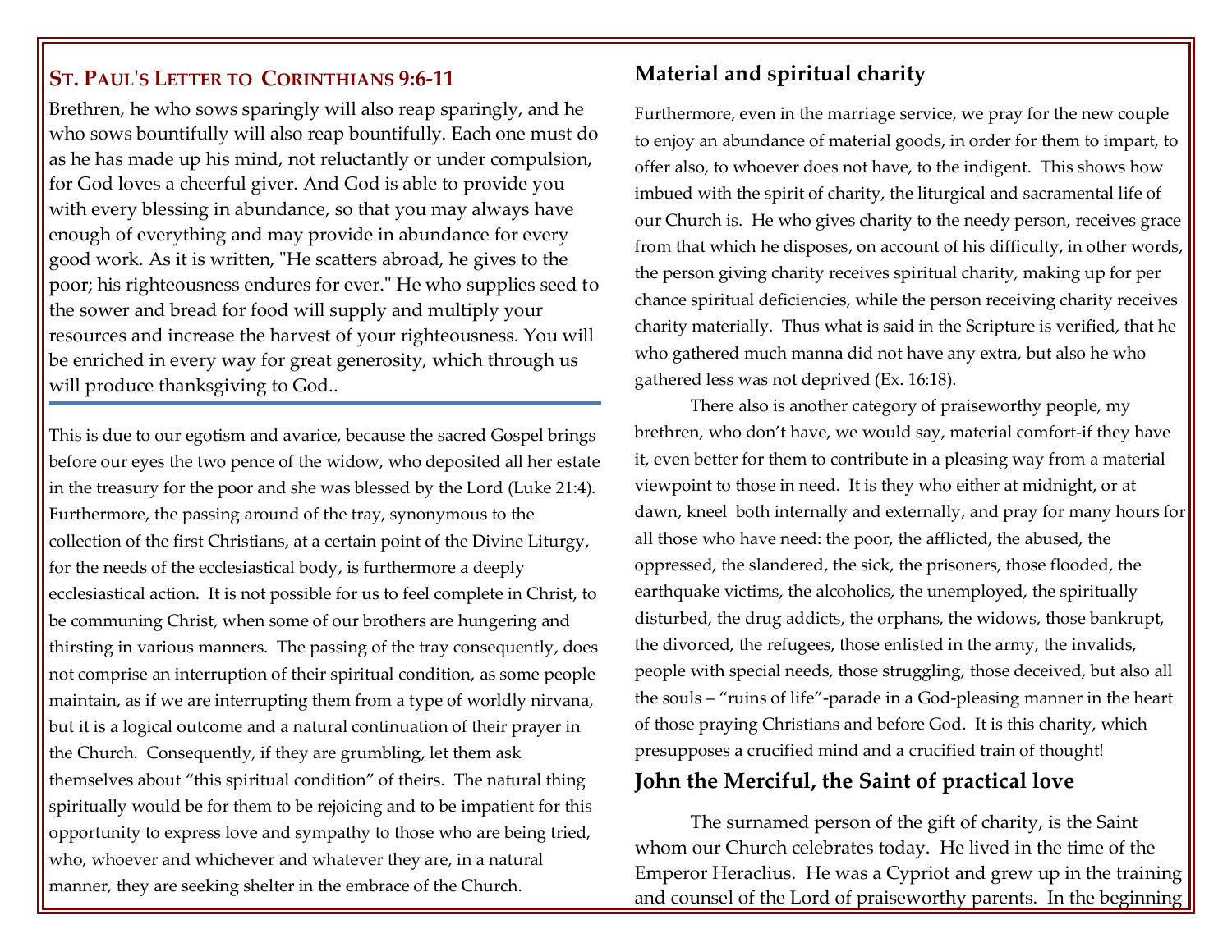## St. Paul's Letter to Corinthians 9:6-11

Brethren, he who sows sparingly will also reap sparingly, and he who sows bountifully will also reap bountifully. Each one must do as he has made up his mind, not reluctantly or under compulsion, for God loves a cheerful giver. And God is able to provide you with every blessing in abundance, so that you may always have enough of everything and may provide in abundance for every good work. As it is written, "He scatters abroad, he gives to the poor; his righteousness endures for ever." He who supplies seed to the sower and bread for food will supply and multiply your resources and increase the harvest of your righteousness. You will be enriched in every way for great generosity, which through us will produce thanksgiving to God..

---

This is due to our egotism and avarice, because the sacred Gospel brings before our eyes the two pence of the widow, who deposited all her estate in the treasury for the poor and she was blessed by the Lord (Luke 21:4). Furthermore, the passing around of the tray, synonymous to the collection of the first Christians, at a certain point of the Divine Liturgy, for the needs of the ecclesiastical body, is furthermore a deeply ecclesiastical action. It is not possible for us to feel complete in Christ, to be communing Christ, when some of our brothers are hungering and thirsting in various manners. The passing of the tray consequently, does not comprise an interruption of their spiritual condition, as some people maintain, as if we are interrupting them from a type of worldly nirvana, but it is a logical outcome and a natural continuation of their prayer in the Church. Consequently, if they are grumbling, let them ask themselves about "this spiritual condition" of theirs. The natural thing spiritually would be for them to be rejoicing and to be impatient for this opportunity to express love and sympathy to those who are being tried, who, whoever and whichever and whatever they are, in a natural manner, they are seeking shelter in the embrace of the Church.

### Material and spiritual charity

Furthermore, even in the marriage service, we pray for the new couple to enjoy an abundance of material goods, in order for them to impart, to offer also, to whoever does not have, to the indigent. This shows how imbued with the spirit of charity, the liturgical and sacramental life of our Church is. He who gives charity to the needy person, receives grace from that which he disposes, on account of his difficulty, in other words, the person giving charity receives spiritual charity, making up for per chance spiritual deficiencies, while the person receiving charity receives charity materially. Thus what is said in the Scripture is verified, that he who gathered much manna did not have any extra, but also he who gathered less was not deprived (Ex. 16:18).

There also is another category of praiseworthy people, my brethren, who don't have, we would say, material comfort-if they have it, even better for them to contribute in a pleasing way from a material viewpoint to those in need. It is they who either at midnight, or at dawn, kneel both internally and externally, and pray for many hours for all those who have need: the poor, the afflicted, the abused, the oppressed, the slandered, the sick, the prisoners, those flooded, the earthquake victims, the alcoholics, the unemployed, the spiritually disturbed, the drug addicts, the orphans, the widows, those bankrupt, the divorced, the refugees, those enlisted in the army, the invalids, people with special needs, those struggling, those deceived, but also all the souls – "ruins of life"-parade in a God-pleasing manner in the heart of those praying Christians and before God. It is this charity, which presupposes a crucified mind and a crucified train of thought!

### John the Merciful, the Saint of practical love

The surnamed person of the gift of charity, is the Saint whom our Church celebrates today. He lived in the time of the Emperor Heraclius. He was a Cypriot and grew up in the training and counsel of the Lord of praiseworthy parents. In the beginning